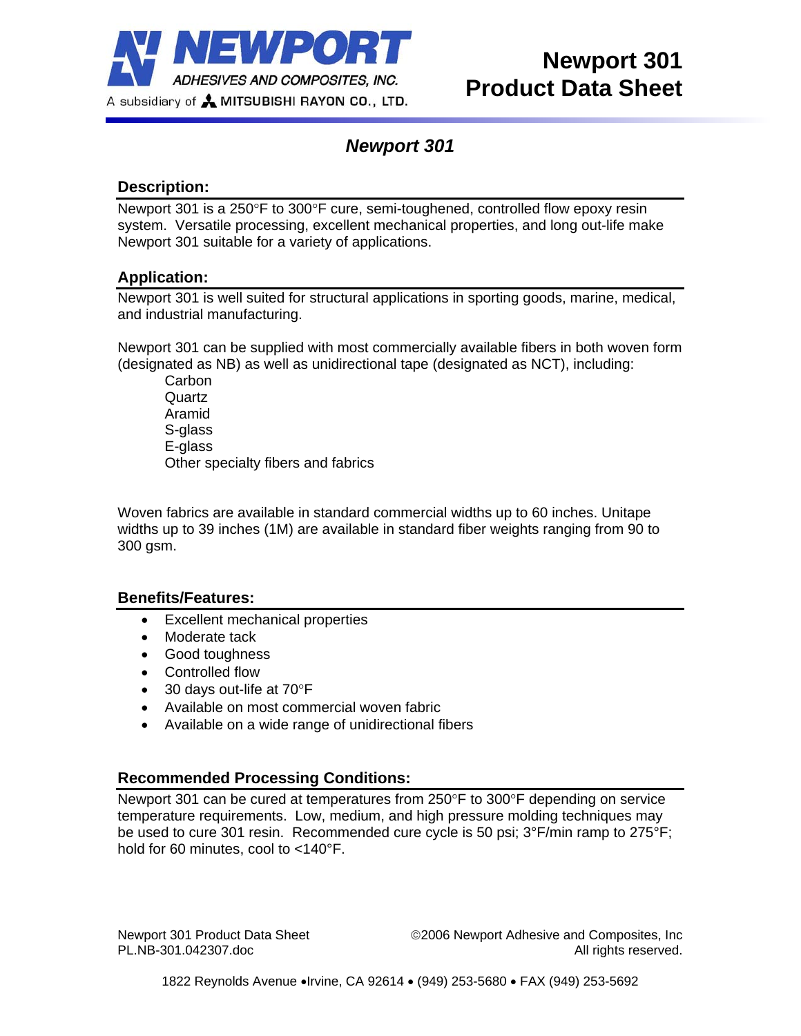# Newport 301 Product Data Sheet

NEWPORT ADHESIVES AND COMPOSITES, INC.
A subsidiary of MITSUBISHI RAYON CO., LTD.

## *Newport 301*

### Description:

Newport 301 is a 250°F to 300°F cure, semi-toughened, controlled flow epoxy resin system. Versatile processing, excellent mechanical properties, and long out-life make Newport 301 suitable for a variety of applications.

### Application:

Newport 301 is well suited for structural applications in sporting goods, marine, medical, and industrial manufacturing.

Newport 301 can be supplied with most commercially available fibers in both woven form (designated as NB) as well as unidirectional tape (designated as NCT), including:

- Carbon
- Quartz
- Aramid
- S-glass
- E-glass
- Other specialty fibers and fabrics

Woven fabrics are available in standard commercial widths up to 60 inches. Unitape widths up to 39 inches (1M) are available in standard fiber weights ranging from 90 to 300 gsm.

### Benefits/Features:

- Excellent mechanical properties
- Moderate tack
- Good toughness
- Controlled flow
- 30 days out-life at 70°F
- Available on most commercial woven fabric
- Available on a wide range of unidirectional fibers

### Recommended Processing Conditions:

Newport 301 can be cured at temperatures from 250°F to 300°F depending on service temperature requirements. Low, medium, and high pressure molding techniques may be used to cure 301 resin. Recommended cure cycle is 50 psi; 3°F/min ramp to 275°F; hold for 60 minutes, cool to <140°F.

Newport 301 Product Data Sheet
PL.NB-301.042307.doc

©2006 Newport Adhesive and Composites, Inc
All rights reserved.

1822 Reynolds Avenue • Irvine, CA 92614 • (949) 253-5680 • FAX (949) 253-5692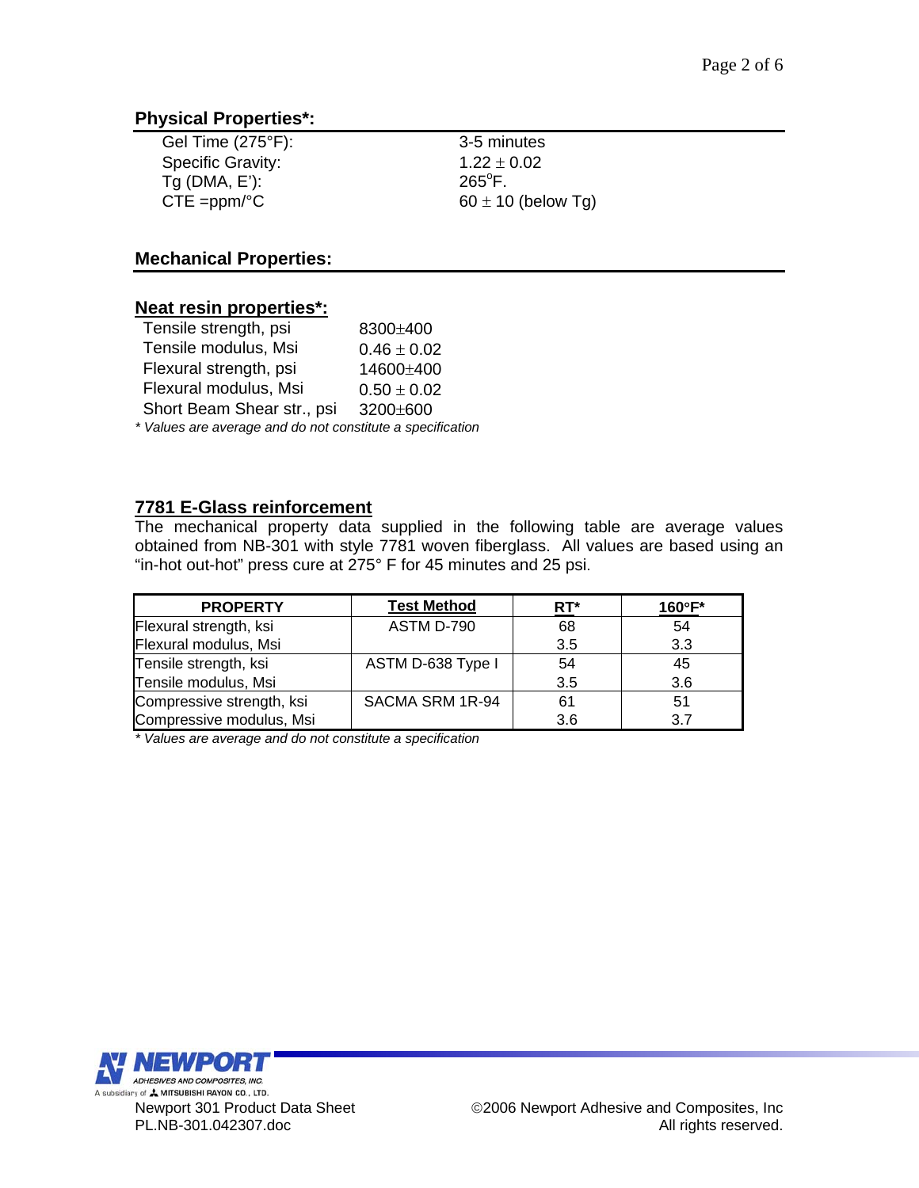## Physical Properties*:

| | |
|---|---|
| Gel Time (275°F): | 3-5 minutes |
| Specific Gravity: | 1.22 ± 0.02 |
| Tg (DMA, E'): | 265°F. |
| CTE =ppm/°C | 60 ± 10 (below Tg) |

## Mechanical Properties:

### Neat resin properties*:

| | |
|---|---|
| Tensile strength, psi | 8300±400 |
| Tensile modulus, Msi | 0.46 ± 0.02 |
| Flexural strength, psi | 14600±400 |
| Flexural modulus, Msi | 0.50 ± 0.02 |
| Short Beam Shear str., psi | 3200±600 |

*\* Values are average and do not constitute a specification*

### 7781 E-Glass reinforcement

The mechanical property data supplied in the following table are average values obtained from NB-301 with style 7781 woven fiberglass. All values are based using an "in-hot out-hot" press cure at 275° F for 45 minutes and 25 psi.

| PROPERTY | Test Method | RT* | 160°F* |
|---|---|---|---|
| Flexural strength, ksi | ASTM D-790 | 68 | 54 |
| Flexural modulus, Msi | | 3.5 | 3.3 |
| Tensile strength, ksi | ASTM D-638 Type I | 54 | 45 |
| Tensile modulus, Msi | | 3.5 | 3.6 |
| Compressive strength, ksi | SACMA SRM 1R-94 | 61 | 51 |
| Compressive modulus, Msi | | 3.6 | 3.7 |

*\* Values are average and do not constitute a specification*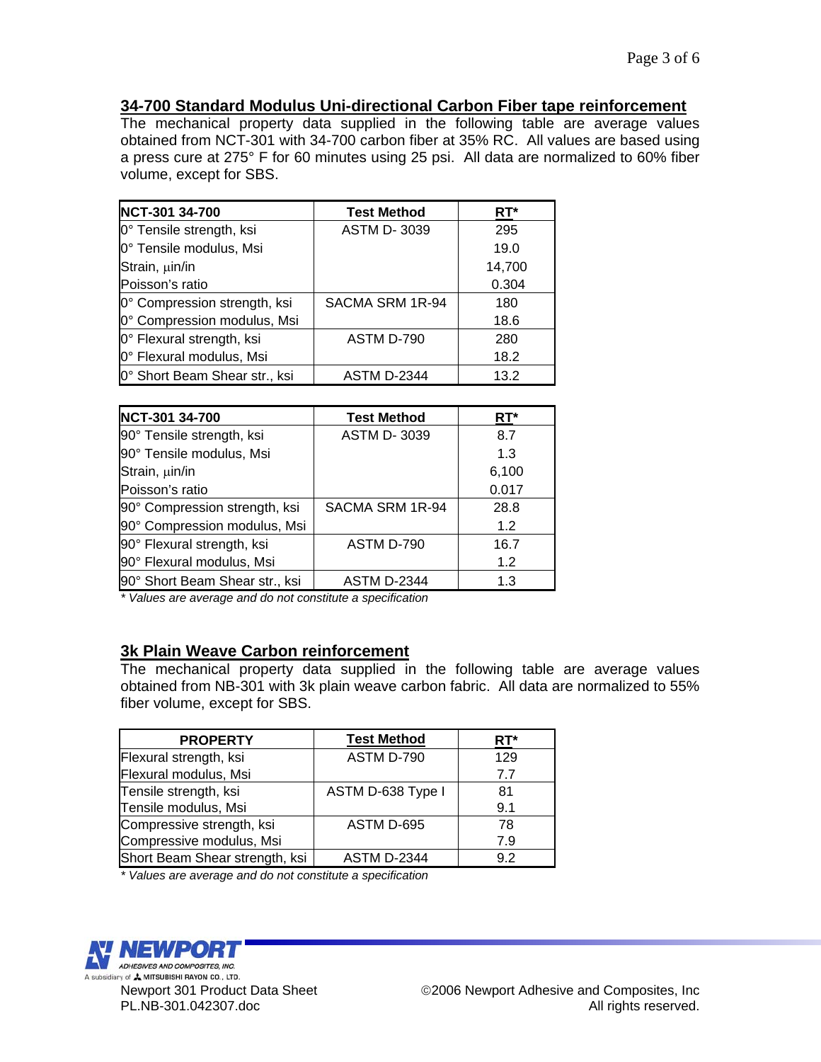## 34-700 Standard Modulus Uni-directional Carbon Fiber tape reinforcement

The mechanical property data supplied in the following table are average values obtained from NCT-301 with 34-700 carbon fiber at 35% RC. All values are based using a press cure at 275° F for 60 minutes using 25 psi. All data are normalized to 60% fiber volume, except for SBS.

| NCT-301 34-700 | Test Method | RT* |
|---|---|---|
| 0° Tensile strength, ksi | ASTM D- 3039 | 295 |
| 0° Tensile modulus, Msi | | 19.0 |
| Strain, μin/in | | 14,700 |
| Poisson's ratio | | 0.304 |
| 0° Compression strength, ksi | SACMA SRM 1R-94 | 180 |
| 0° Compression modulus, Msi | | 18.6 |
| 0° Flexural strength, ksi | ASTM D-790 | 280 |
| 0° Flexural modulus, Msi | | 18.2 |
| 0° Short Beam Shear str., ksi | ASTM D-2344 | 13.2 |

| NCT-301 34-700 | Test Method | RT* |
|---|---|---|
| 90° Tensile strength, ksi | ASTM D- 3039 | 8.7 |
| 90° Tensile modulus, Msi | | 1.3 |
| Strain, μin/in | | 6,100 |
| Poisson's ratio | | 0.017 |
| 90° Compression strength, ksi | SACMA SRM 1R-94 | 28.8 |
| 90° Compression modulus, Msi | | 1.2 |
| 90° Flexural strength, ksi | ASTM D-790 | 16.7 |
| 90° Flexural modulus, Msi | | 1.2 |
| 90° Short Beam Shear str., ksi | ASTM D-2344 | 1.3 |

*\* Values are average and do not constitute a specification*

## 3k Plain Weave Carbon reinforcement

The mechanical property data supplied in the following table are average values obtained from NB-301 with 3k plain weave carbon fabric. All data are normalized to 55% fiber volume, except for SBS.

| PROPERTY | Test Method | RT* |
|---|---|---|
| Flexural strength, ksi | ASTM D-790 | 129 |
| Flexural modulus, Msi | | 7.7 |
| Tensile strength, ksi | ASTM D-638 Type I | 81 |
| Tensile modulus, Msi | | 9.1 |
| Compressive strength, ksi | ASTM D-695 | 78 |
| Compressive modulus, Msi | | 7.9 |
| Short Beam Shear strength, ksi | ASTM D-2344 | 9.2 |

*\* Values are average and do not constitute a specification*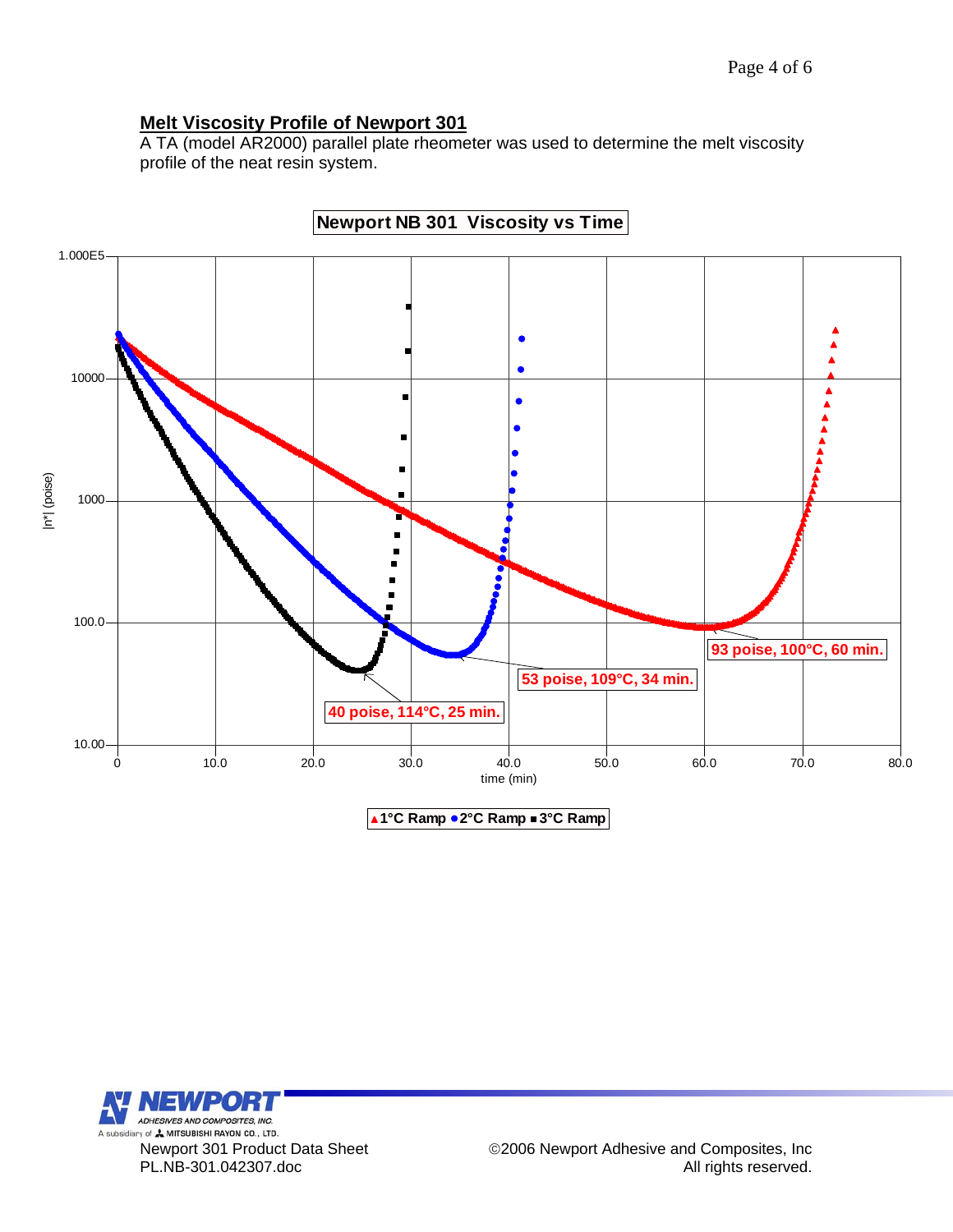## Melt Viscosity Profile of Newport 301

A TA (model AR2000) parallel plate rheometer was used to determine the melt viscosity profile of the neat resin system.

**Newport NB 301 Viscosity vs Time**

- 40 poise, 114°C, 25 min.
- 53 poise, 109°C, 34 min.
- 93 poise, 100°C, 60 min.

▲1°C Ramp ●2°C Ramp ■3°C Ramp

Newport 301 Product Data Sheet
PL.NB-301.042307.doc

©2006 Newport Adhesive and Composites, Inc
All rights reserved.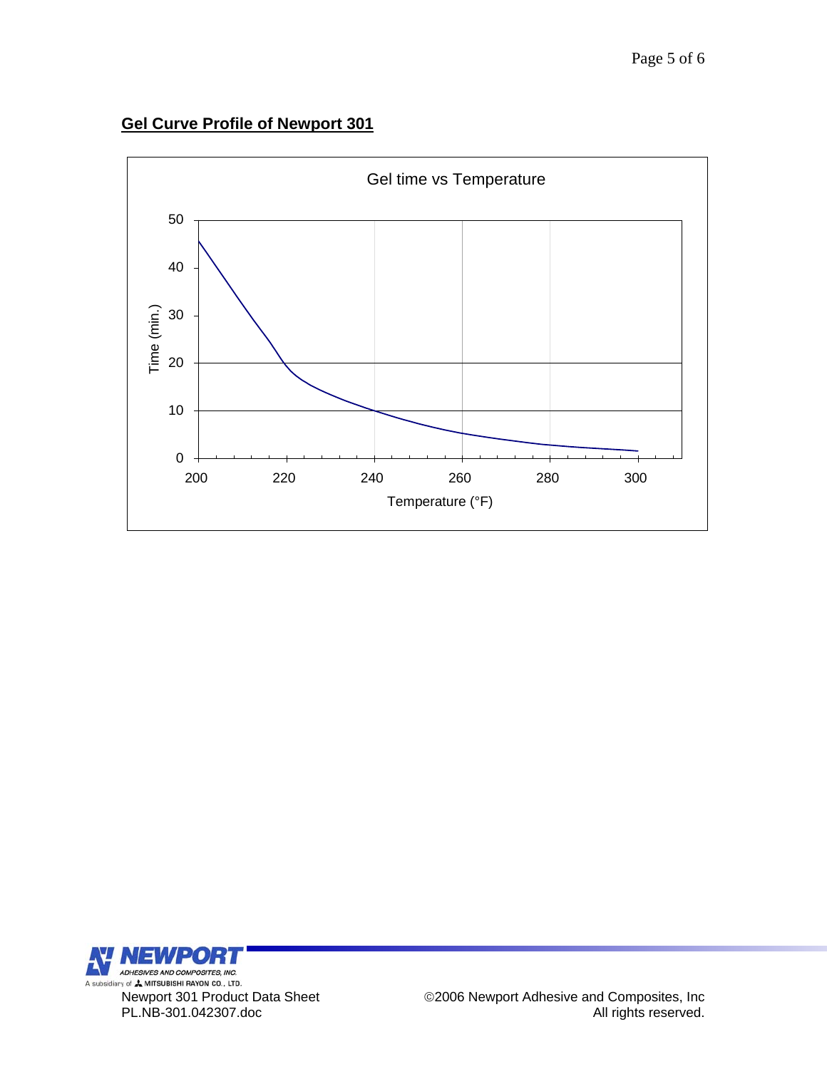## Gel Curve Profile of Newport 301

Gel time vs Temperature

Time (min.)

50
40
30
20
10
0

200 220 240 260 280 300

Temperature (°F)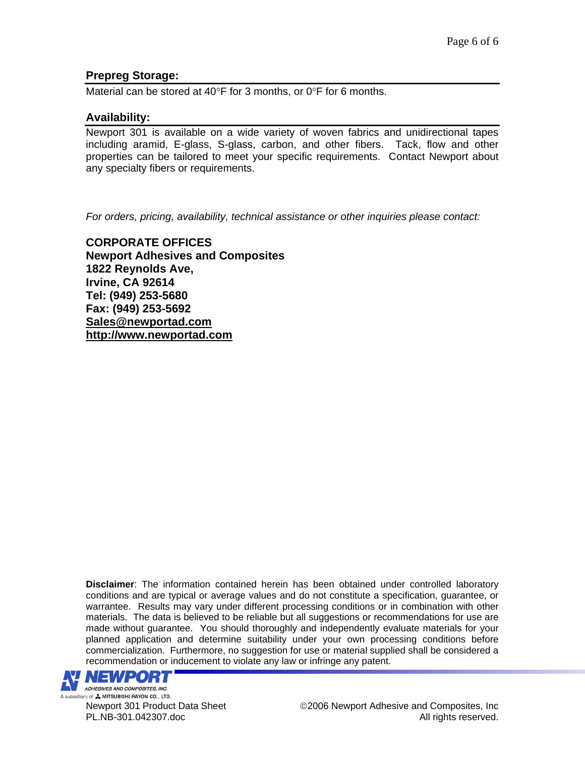## Prepreg Storage:

Material can be stored at 40°F for 3 months, or 0°F for 6 months.

## Availability:

Newport 301 is available on a wide variety of woven fabrics and unidirectional tapes including aramid, E-glass, S-glass, carbon, and other fibers. Tack, flow and other properties can be tailored to meet your specific requirements. Contact Newport about any specialty fibers or requirements.

*For orders, pricing, availability, technical assistance or other inquiries please contact:*

**CORPORATE OFFICES**
**Newport Adhesives and Composites**
**1822 Reynolds Ave,**
**Irvine, CA 92614**
**Tel: (949) 253-5680**
**Fax: (949) 253-5692**
**Sales@newportad.com**
**http://www.newportad.com**

**Disclaimer**: The information contained herein has been obtained under controlled laboratory conditions and are typical or average values and do not constitute a specification, guarantee, or warrantee. Results may vary under different processing conditions or in combination with other materials. The data is believed to be reliable but all suggestions or recommendations for use are made without guarantee. You should thoroughly and independently evaluate materials for your planned application and determine suitability under your own processing conditions before commercialization. Furthermore, no suggestion for use or material supplied shall be considered a recommendation or inducement to violate any law or infringe any patent.

NEWPORT ADHESIVES AND COMPOSITES, INC.
A subsidiary of MITSUBISHI RAYON CO., LTD.

Newport 301 Product Data Sheet
PL.NB-301.042307.doc

©2006 Newport Adhesive and Composites, Inc
All rights reserved.